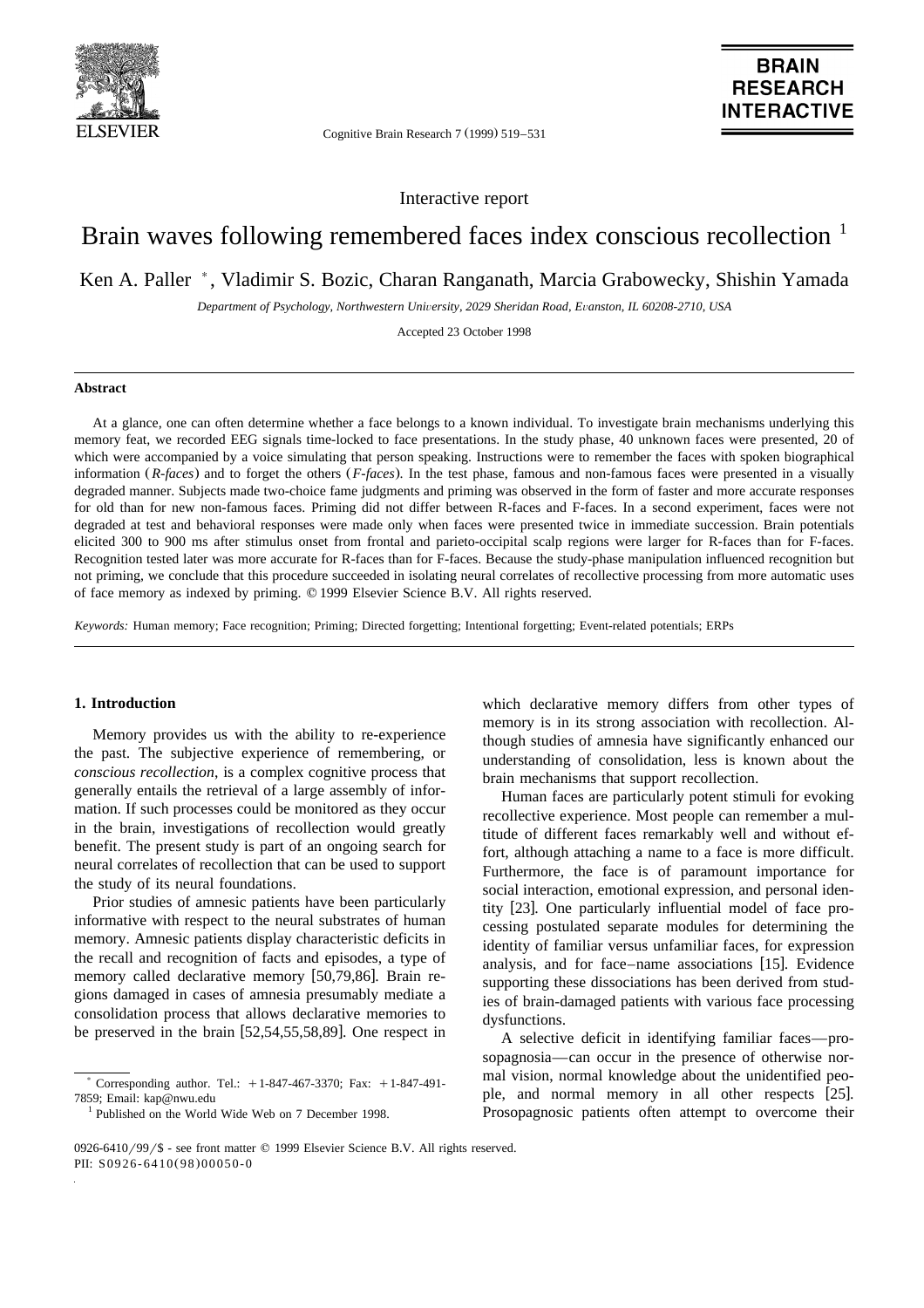Interactive report

# Brain waves following remembered faces index conscious recollection [1]

Ken A. Paller *, Vladimir S. Bozic, Charan Ranganath, Marcia Grabowecky, Shishin Yamada

*Department of Psychology, Northwestern University, 2029 Sheridan Road, Evanston, IL 60208-2710, USA*

Accepted 23 October 1998

## Abstract

At a glance, one can often determine whether a face belongs to a known individual. To investigate brain mechanisms underlying this memory feat, we recorded EEG signals time-locked to face presentations. In the study phase, 40 unknown faces were presented, 20 of which were accompanied by a voice simulating that person speaking. Instructions were to remember the faces with spoken biographical information (*R-faces*) and to forget the others (*F-faces*). In the test phase, famous and non-famous faces were presented in a visually degraded manner. Subjects made two-choice fame judgments and priming was observed in the form of faster and more accurate responses for old than for new non-famous faces. Priming did not differ between R-faces and F-faces. In a second experiment, faces were not degraded at test and behavioral responses were made only when faces were presented twice in immediate succession. Brain potentials elicited 300 to 900 ms after stimulus onset from frontal and parieto-occipital scalp regions were larger for R-faces than for F-faces. Recognition tested later was more accurate for R-faces than for F-faces. Because the study-phase manipulation influenced recognition but not priming, we conclude that this procedure succeeded in isolating neural correlates of recollective processing from more automatic uses of face memory as indexed by priming. © 1999 Elsevier Science B.V. All rights reserved.

*Keywords:* Human memory; Face recognition; Priming; Directed forgetting; Intentional forgetting; Event-related potentials; ERPs

## 1. Introduction

Memory provides us with the ability to re-experience the past. The subjective experience of remembering, or *conscious recollection*, is a complex cognitive process that generally entails the retrieval of a large assembly of information. If such processes could be monitored as they occur in the brain, investigations of recollection would greatly benefit. The present study is part of an ongoing search for neural correlates of recollection that can be used to support the study of its neural foundations.

Prior studies of amnesic patients have been particularly informative with respect to the neural substrates of human memory. Amnesic patients display characteristic deficits in the recall and recognition of facts and episodes, a type of memory called declarative memory [50,79,86]. Brain regions damaged in cases of amnesia presumably mediate a consolidation process that allows declarative memories to be preserved in the brain [52,54,55,58,89]. One respect in which declarative memory differs from other types of memory is in its strong association with recollection. Although studies of amnesia have significantly enhanced our understanding of consolidation, less is known about the brain mechanisms that support recollection.

Human faces are particularly potent stimuli for evoking recollective experience. Most people can remember a multitude of different faces remarkably well and without effort, although attaching a name to a face is more difficult. Furthermore, the face is of paramount importance for social interaction, emotional expression, and personal identity [23]. One particularly influential model of face processing postulated separate modules for determining the identity of familiar versus unfamiliar faces, for expression analysis, and for face–name associations [15]. Evidence supporting these dissociations has been derived from studies of brain-damaged patients with various face processing dysfunctions.

A selective deficit in identifying familiar faces—prosopagnosia—can occur in the presence of otherwise normal vision, normal knowledge about the unidentified people, and normal memory in all other respects [25]. Prosopagnosic patients often attempt to overcome their

* Corresponding author. Tel.: +1-847-467-3370; Fax: +1-847-491-7859; Email: kap@nwu.edu

[1] Published on the World Wide Web on 7 December 1998.

0926-6410/99/$ - see front matter © 1999 Elsevier Science B.V. All rights reserved.
PII: S0926-6410(98)00050-0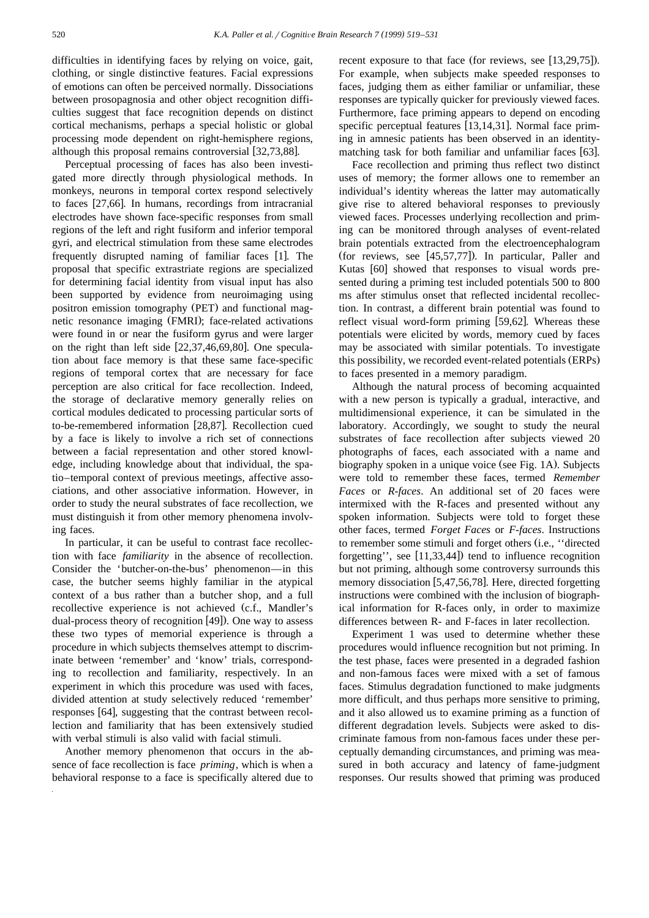difficulties in identifying faces by relying on voice, gait, clothing, or single distinctive features. Facial expressions of emotions can often be perceived normally. Dissociations between prosopagnosia and other object recognition difficulties suggest that face recognition depends on distinct cortical mechanisms, perhaps a special holistic or global processing mode dependent on right-hemisphere regions, although this proposal remains controversial [32,73,88].

Perceptual processing of faces has also been investigated more directly through physiological methods. In monkeys, neurons in temporal cortex respond selectively to faces [27,66]. In humans, recordings from intracranial electrodes have shown face-specific responses from small regions of the left and right fusiform and inferior temporal gyri, and electrical stimulation from these same electrodes frequently disrupted naming of familiar faces [1]. The proposal that specific extrastriate regions are specialized for determining facial identity from visual input has also been supported by evidence from neuroimaging using positron emission tomography (PET) and functional magnetic resonance imaging (FMRI); face-related activations were found in or near the fusiform gyrus and were larger on the right than left side [22,37,46,69,80]. One speculation about face memory is that these same face-specific regions of temporal cortex that are necessary for face perception are also critical for face recollection. Indeed, the storage of declarative memory generally relies on cortical modules dedicated to processing particular sorts of to-be-remembered information [28,87]. Recollection cued by a face is likely to involve a rich set of connections between a facial representation and other stored knowledge, including knowledge about that individual, the spatio–temporal context of previous meetings, affective associations, and other associative information. However, in order to study the neural substrates of face recollection, we must distinguish it from other memory phenomena involving faces.

In particular, it can be useful to contrast face recollection with face *familiarity* in the absence of recollection. Consider the 'butcher-on-the-bus' phenomenon—in this case, the butcher seems highly familiar in the atypical context of a bus rather than a butcher shop, and a full recollective experience is not achieved (c.f., Mandler's dual-process theory of recognition [49]). One way to assess these two types of memorial experience is through a procedure in which subjects themselves attempt to discriminate between 'remember' and 'know' trials, corresponding to recollection and familiarity, respectively. In an experiment in which this procedure was used with faces, divided attention at study selectively reduced 'remember' responses [64], suggesting that the contrast between recollection and familiarity that has been extensively studied with verbal stimuli is also valid with facial stimuli.

Another memory phenomenon that occurs in the absence of face recollection is face *priming*, which is when a behavioral response to a face is specifically altered due to recent exposure to that face (for reviews, see [13,29,75]). For example, when subjects make speeded responses to faces, judging them as either familiar or unfamiliar, these responses are typically quicker for previously viewed faces. Furthermore, face priming appears to depend on encoding specific perceptual features [13,14,31]. Normal face priming in amnesic patients has been observed in an identity-matching task for both familiar and unfamiliar faces [63].

Face recollection and priming thus reflect two distinct uses of memory; the former allows one to remember an individual's identity whereas the latter may automatically give rise to altered behavioral responses to previously viewed faces. Processes underlying recollection and priming can be monitored through analyses of event-related brain potentials extracted from the electroencephalogram (for reviews, see [45,57,77]). In particular, Paller and Kutas [60] showed that responses to visual words presented during a priming test included potentials 500 to 800 ms after stimulus onset that reflected incidental recollection. In contrast, a different brain potential was found to reflect visual word-form priming [59,62]. Whereas these potentials were elicited by words, memory cued by faces may be associated with similar potentials. To investigate this possibility, we recorded event-related potentials (ERPs) to faces presented in a memory paradigm.

Although the natural process of becoming acquainted with a new person is typically a gradual, interactive, and multidimensional experience, it can be simulated in the laboratory. Accordingly, we sought to study the neural substrates of face recollection after subjects viewed 20 photographs of faces, each associated with a name and biography spoken in a unique voice (see Fig. 1A). Subjects were told to remember these faces, termed *Remember Faces* or *R-faces*. An additional set of 20 faces were intermixed with the R-faces and presented without any spoken information. Subjects were told to forget these other faces, termed *Forget Faces* or *F-faces*. Instructions to remember some stimuli and forget others (i.e., ''directed forgetting'', see [11,33,44]) tend to influence recognition but not priming, although some controversy surrounds this memory dissociation [5,47,56,78]. Here, directed forgetting instructions were combined with the inclusion of biographical information for R-faces only, in order to maximize differences between R- and F-faces in later recollection.

Experiment 1 was used to determine whether these procedures would influence recognition but not priming. In the test phase, faces were presented in a degraded fashion and non-famous faces were mixed with a set of famous faces. Stimulus degradation functioned to make judgments more difficult, and thus perhaps more sensitive to priming, and it also allowed us to examine priming as a function of different degradation levels. Subjects were asked to discriminate famous from non-famous faces under these perceptually demanding circumstances, and priming was measured in both accuracy and latency of fame-judgment responses. Our results showed that priming was produced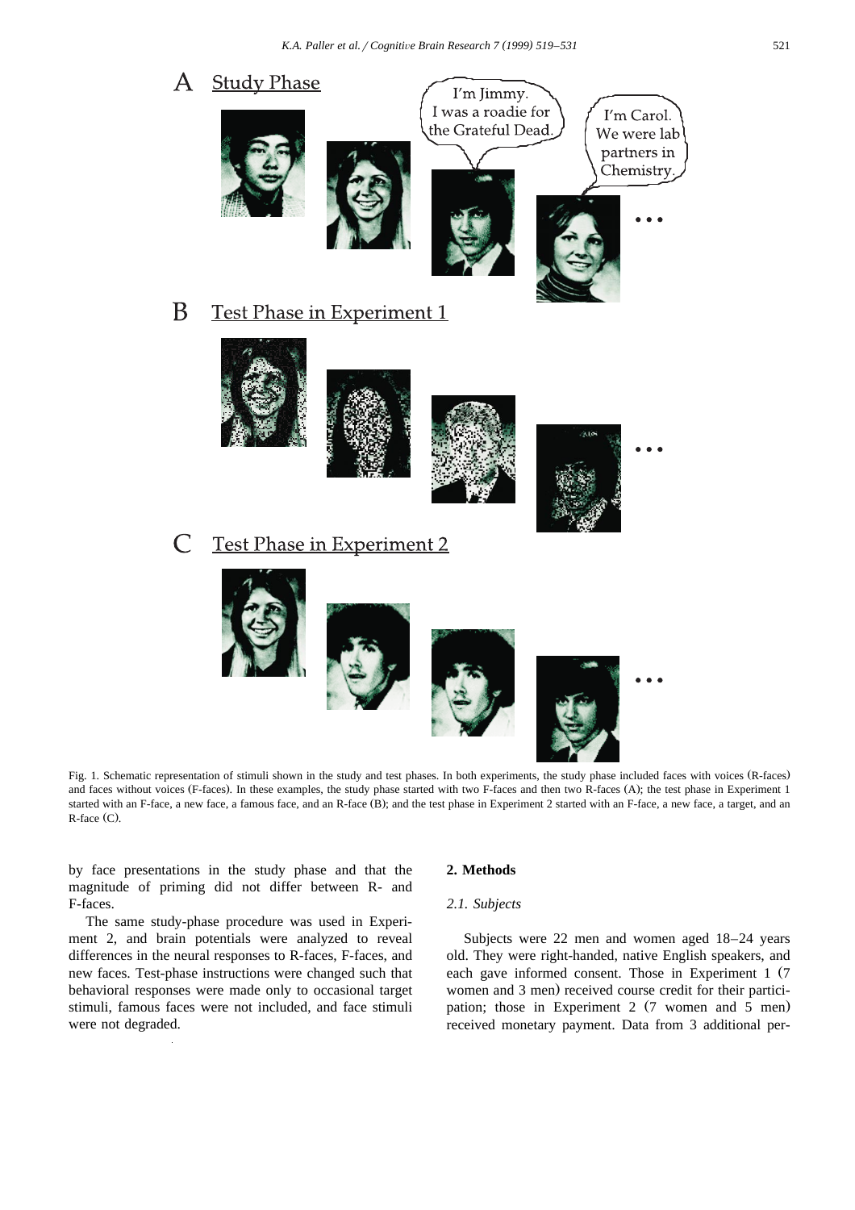Fig. 1. Schematic representation of stimuli shown in the study and test phases. In both experiments, the study phase included faces with voices (R-faces) and faces without voices (F-faces). In these examples, the study phase started with two F-faces and then two R-faces (A); the test phase in Experiment 1 started with an F-face, a new face, a famous face, and an R-face (B); and the test phase in Experiment 2 started with an F-face, a new face, a target, and an R-face (C).

by face presentations in the study phase and that the magnitude of priming did not differ between R- and F-faces.

The same study-phase procedure was used in Experiment 2, and brain potentials were analyzed to reveal differences in the neural responses to R-faces, F-faces, and new faces. Test-phase instructions were changed such that behavioral responses were made only to occasional target stimuli, famous faces were not included, and face stimuli were not degraded.

## 2. Methods

### 2.1. Subjects

Subjects were 22 men and women aged 18–24 years old. They were right-handed, native English speakers, and each gave informed consent. Those in Experiment 1 (7 women and 3 men) received course credit for their participation; those in Experiment 2 (7 women and 5 men) received monetary payment. Data from 3 additional per-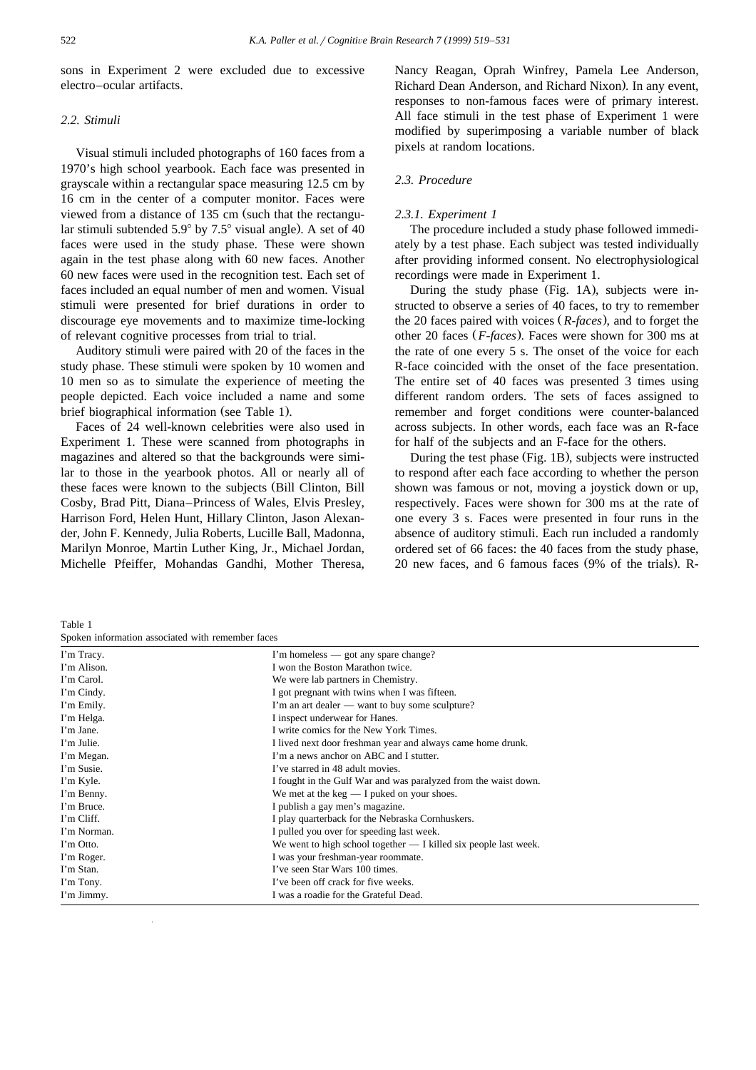sons in Experiment 2 were excluded due to excessive electro–ocular artifacts.

### 2.2. Stimuli

Visual stimuli included photographs of 160 faces from a 1970's high school yearbook. Each face was presented in grayscale within a rectangular space measuring 12.5 cm by 16 cm in the center of a computer monitor. Faces were viewed from a distance of 135 cm (such that the rectangular stimuli subtended 5.9° by 7.5° visual angle). A set of 40 faces were used in the study phase. These were shown again in the test phase along with 60 new faces. Another 60 new faces were used in the recognition test. Each set of faces included an equal number of men and women. Visual stimuli were presented for brief durations in order to discourage eye movements and to maximize time-locking of relevant cognitive processes from trial to trial.

Auditory stimuli were paired with 20 of the faces in the study phase. These stimuli were spoken by 10 women and 10 men so as to simulate the experience of meeting the people depicted. Each voice included a name and some brief biographical information (see Table 1).

Faces of 24 well-known celebrities were also used in Experiment 1. These were scanned from photographs in magazines and altered so that the backgrounds were similar to those in the yearbook photos. All or nearly all of these faces were known to the subjects (Bill Clinton, Bill Cosby, Brad Pitt, Diana–Princess of Wales, Elvis Presley, Harrison Ford, Helen Hunt, Hillary Clinton, Jason Alexander, John F. Kennedy, Julia Roberts, Lucille Ball, Madonna, Marilyn Monroe, Martin Luther King, Jr., Michael Jordan, Michelle Pfeiffer, Mohandas Gandhi, Mother Theresa, Nancy Reagan, Oprah Winfrey, Pamela Lee Anderson, Richard Dean Anderson, and Richard Nixon). In any event, responses to non-famous faces were of primary interest. All face stimuli in the test phase of Experiment 1 were modified by superimposing a variable number of black pixels at random locations.

### 2.3. Procedure

#### 2.3.1. Experiment 1

The procedure included a study phase followed immediately by a test phase. Each subject was tested individually after providing informed consent. No electrophysiological recordings were made in Experiment 1.

During the study phase (Fig. 1A), subjects were instructed to observe a series of 40 faces, to try to remember the 20 faces paired with voices (*R-faces*), and to forget the other 20 faces (*F-faces*). Faces were shown for 300 ms at the rate of one every 5 s. The onset of the voice for each R-face coincided with the onset of the face presentation. The entire set of 40 faces was presented 3 times using different random orders. The sets of faces assigned to remember and forget conditions were counter-balanced across subjects. In other words, each face was an R-face for half of the subjects and an F-face for the others.

During the test phase (Fig. 1B), subjects were instructed to respond after each face according to whether the person shown was famous or not, moving a joystick down or up, respectively. Faces were shown for 300 ms at the rate of one every 3 s. Faces were presented in four runs in the absence of auditory stimuli. Each run included a randomly ordered set of 66 faces: the 40 faces from the study phase, 20 new faces, and 6 famous faces (9% of the trials). R-

Table 1
Spoken information associated with remember faces

| | |
|---|---|
| I'm Tracy. | I'm homeless — got any spare change? |
| I'm Alison. | I won the Boston Marathon twice. |
| I'm Carol. | We were lab partners in Chemistry. |
| I'm Cindy. | I got pregnant with twins when I was fifteen. |
| I'm Emily. | I'm an art dealer — want to buy some sculpture? |
| I'm Helga. | I inspect underwear for Hanes. |
| I'm Jane. | I write comics for the New York Times. |
| I'm Julie. | I lived next door freshman year and always came home drunk. |
| I'm Megan. | I'm a news anchor on ABC and I stutter. |
| I'm Susie. | I've starred in 48 adult movies. |
| I'm Kyle. | I fought in the Gulf War and was paralyzed from the waist down. |
| I'm Benny. | We met at the keg — I puked on your shoes. |
| I'm Bruce. | I publish a gay men's magazine. |
| I'm Cliff. | I play quarterback for the Nebraska Cornhuskers. |
| I'm Norman. | I pulled you over for speeding last week. |
| I'm Otto. | We went to high school together — I killed six people last week. |
| I'm Roger. | I was your freshman-year roommate. |
| I'm Stan. | I've seen Star Wars 100 times. |
| I'm Tony. | I've been off crack for five weeks. |
| I'm Jimmy. | I was a roadie for the Grateful Dead. |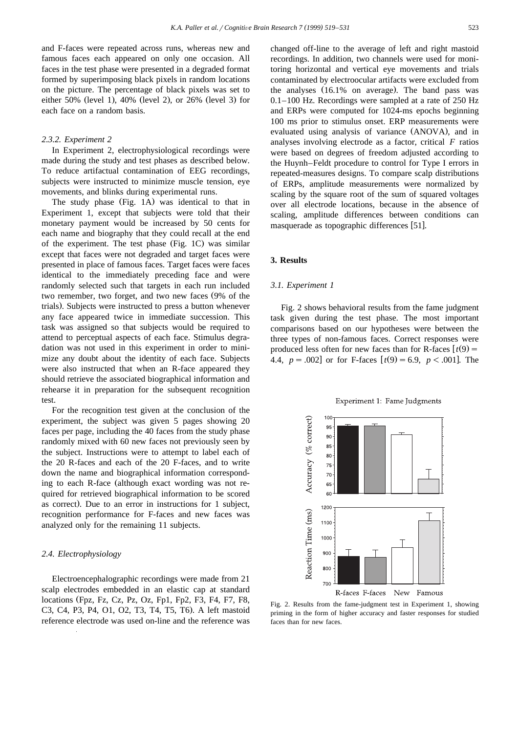and F-faces were repeated across runs, whereas new and famous faces each appeared on only one occasion. All faces in the test phase were presented in a degraded format formed by superimposing black pixels in random locations on the picture. The percentage of black pixels was set to either 50% (level 1), 40% (level 2), or 26% (level 3) for each face on a random basis.

### 2.3.2. Experiment 2

In Experiment 2, electrophysiological recordings were made during the study and test phases as described below. To reduce artifactual contamination of EEG recordings, subjects were instructed to minimize muscle tension, eye movements, and blinks during experimental runs.

The study phase (Fig. 1A) was identical to that in Experiment 1, except that subjects were told that their monetary payment would be increased by 50 cents for each name and biography that they could recall at the end of the experiment. The test phase (Fig. 1C) was similar except that faces were not degraded and target faces were presented in place of famous faces. Target faces were faces identical to the immediately preceding face and were randomly selected such that targets in each run included two remember, two forget, and two new faces (9% of the trials). Subjects were instructed to press a button whenever any face appeared twice in immediate succession. This task was assigned so that subjects would be required to attend to perceptual aspects of each face. Stimulus degradation was not used in this experiment in order to minimize any doubt about the identity of each face. Subjects were also instructed that when an R-face appeared they should retrieve the associated biographical information and rehearse it in preparation for the subsequent recognition test.

For the recognition test given at the conclusion of the experiment, the subject was given 5 pages showing 20 faces per page, including the 40 faces from the study phase randomly mixed with 60 new faces not previously seen by the subject. Instructions were to attempt to label each of the 20 R-faces and each of the 20 F-faces, and to write down the name and biographical information corresponding to each R-face (although exact wording was not required for retrieved biographical information to be scored as correct). Due to an error in instructions for 1 subject, recognition performance for F-faces and new faces was analyzed only for the remaining 11 subjects.

## 2.4. Electrophysiology

Electroencephalographic recordings were made from 21 scalp electrodes embedded in an elastic cap at standard locations (Fpz, Fz, Cz, Pz, Oz, Fp1, Fp2, F3, F4, F7, F8, C3, C4, P3, P4, O1, O2, T3, T4, T5, T6). A left mastoid reference electrode was used on-line and the reference was changed off-line to the average of left and right mastoid recordings. In addition, two channels were used for monitoring horizontal and vertical eye movements and trials contaminated by electroocular artifacts were excluded from the analyses (16.1% on average). The band pass was 0.1–100 Hz. Recordings were sampled at a rate of 250 Hz and ERPs were computed for 1024-ms epochs beginning 100 ms prior to stimulus onset. ERP measurements were evaluated using analysis of variance (ANOVA), and in analyses involving electrode as a factor, critical $F$ ratios were based on degrees of freedom adjusted according to the Huynh–Feldt procedure to control for Type I errors in repeated-measures designs. To compare scalp distributions of ERPs, amplitude measurements were normalized by scaling by the square root of the sum of squared voltages over all electrode locations, because in the absence of scaling, amplitude differences between conditions can masquerade as topographic differences [51].

# 3. Results

## 3.1. Experiment 1

Fig. 2 shows behavioral results from the fame judgment task given during the test phase. The most important comparisons based on our hypotheses were between the three types of non-famous faces. Correct responses were produced less often for new faces than for R-faces [$t(9) = 4.4$, $p = .002$] or for F-faces [$t(9) = 6.9$, $p < .001$]. The

Fig. 2. Results from the fame-judgment test in Experiment 1, showing priming in the form of higher accuracy and faster responses for studied faces than for new faces.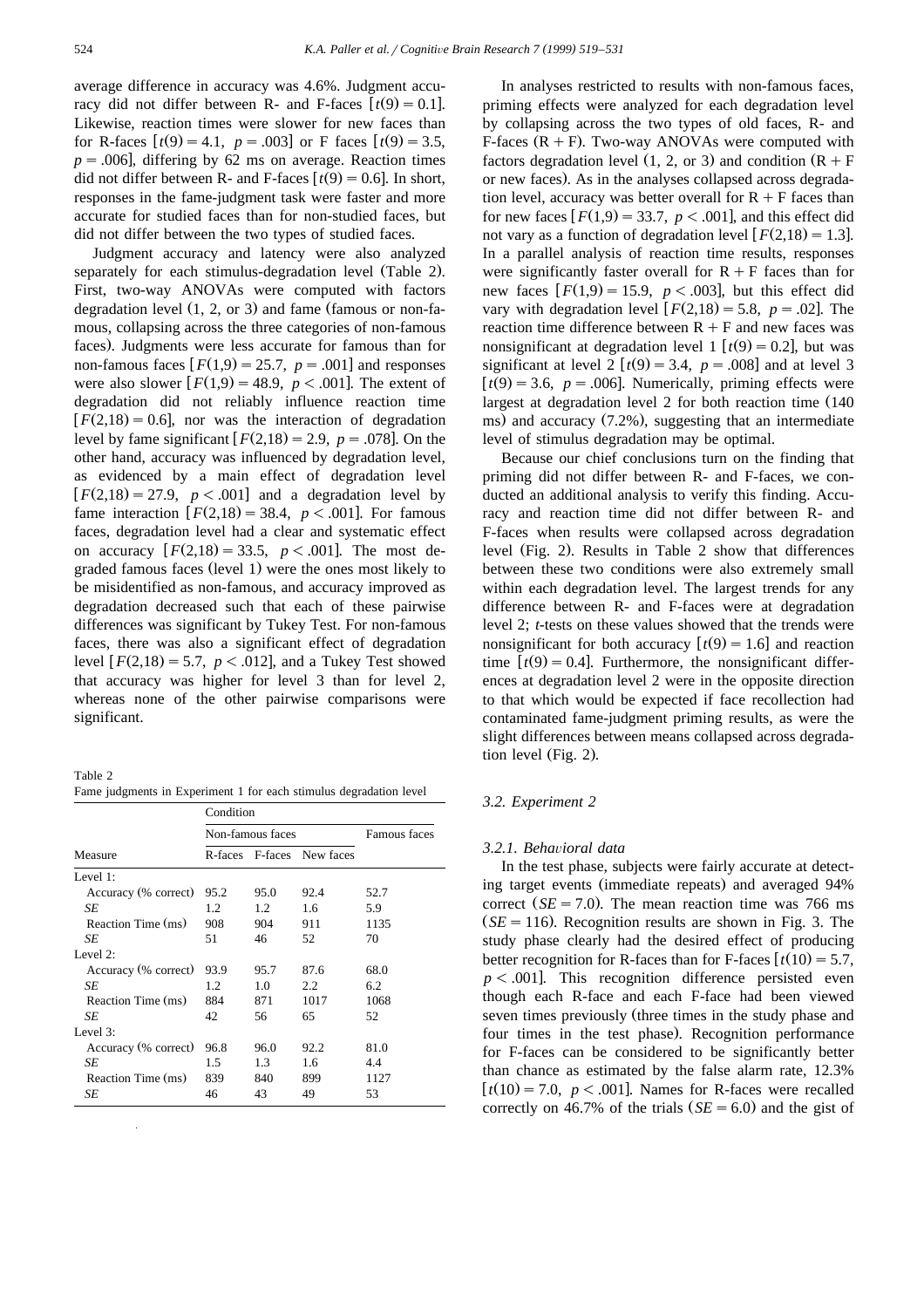average difference in accuracy was 4.6%. Judgment accuracy did not differ between R- and F-faces [$t(9) = 0.1$]. Likewise, reaction times were slower for new faces than for R-faces [$t(9) = 4.1$, $p = .003$] or F faces [$t(9) = 3.5$, $p = .006$], differing by 62 ms on average. Reaction times did not differ between R- and F-faces [$t(9) = 0.6$]. In short, responses in the fame-judgment task were faster and more accurate for studied faces than for non-studied faces, but did not differ between the two types of studied faces.

Judgment accuracy and latency were also analyzed separately for each stimulus-degradation level (Table 2). First, two-way ANOVAs were computed with factors degradation level (1, 2, or 3) and fame (famous or non-famous, collapsing across the three categories of non-famous faces). Judgments were less accurate for famous than for non-famous faces [$F(1,9) = 25.7$, $p = .001$] and responses were also slower [$F(1,9) = 48.9$, $p < .001$]. The extent of degradation did not reliably influence reaction time [$F(2,18) = 0.6$], nor was the interaction of degradation level by fame significant [$F(2,18) = 2.9$, $p = .078$]. On the other hand, accuracy was influenced by degradation level, as evidenced by a main effect of degradation level [$F(2,18) = 27.9$, $p < .001$] and a degradation level by fame interaction [$F(2,18) = 38.4$, $p < .001$]. For famous faces, degradation level had a clear and systematic effect on accuracy [$F(2,18) = 33.5$, $p < .001$]. The most degraded famous faces (level 1) were the ones most likely to be misidentified as non-famous, and accuracy improved as degradation decreased such that each of these pairwise differences was significant by Tukey Test. For non-famous faces, there was also a significant effect of degradation level [$F(2,18) = 5.7$, $p < .012$], and a Tukey Test showed that accuracy was higher for level 3 than for level 2, whereas none of the other pairwise comparisons were significant.

Table 2
Fame judgments in Experiment 1 for each stimulus degradation level

| Measure | Condition | | | |
|---|---|---|---|---|
| | Non-famous faces | | | Famous faces |
| | R-faces | F-faces | New faces | |
| Level 1: | | | | |
| Accuracy (% correct) | 95.2 | 95.0 | 92.4 | 52.7 |
| *SE* | 1.2 | 1.2 | 1.6 | 5.9 |
| Reaction Time (ms) | 908 | 904 | 911 | 1135 |
| *SE* | 51 | 46 | 52 | 70 |
| Level 2: | | | | |
| Accuracy (% correct) | 93.9 | 95.7 | 87.6 | 68.0 |
| *SE* | 1.2 | 1.0 | 2.2 | 6.2 |
| Reaction Time (ms) | 884 | 871 | 1017 | 1068 |
| *SE* | 42 | 56 | 65 | 52 |
| Level 3: | | | | |
| Accuracy (% correct) | 96.8 | 96.0 | 92.2 | 81.0 |
| *SE* | 1.5 | 1.3 | 1.6 | 4.4 |
| Reaction Time (ms) | 839 | 840 | 899 | 1127 |
| *SE* | 46 | 43 | 49 | 53 |

In analyses restricted to results with non-famous faces, priming effects were analyzed for each degradation level by collapsing across the two types of old faces, R- and F-faces (R + F). Two-way ANOVAs were computed with factors degradation level (1, 2, or 3) and condition (R + F or new faces). As in the analyses collapsed across degradation level, accuracy was better overall for R + F faces than for new faces [$F(1,9) = 33.7$, $p < .001$], and this effect did not vary as a function of degradation level [$F(2,18) = 1.3$]. In a parallel analysis of reaction time results, responses were significantly faster overall for R + F faces than for new faces [$F(1,9) = 15.9$, $p < .003$], but this effect did vary with degradation level [$F(2,18) = 5.8$, $p = .02$]. The reaction time difference between R + F and new faces was nonsignificant at degradation level 1 [$t(9) = 0.2$], but was significant at level 2 [$t(9) = 3.4$, $p = .008$] and at level 3 [$t(9) = 3.6$, $p = .006$]. Numerically, priming effects were largest at degradation level 2 for both reaction time (140 ms) and accuracy (7.2%), suggesting that an intermediate level of stimulus degradation may be optimal.

Because our chief conclusions turn on the finding that priming did not differ between R- and F-faces, we conducted an additional analysis to verify this finding. Accuracy and reaction time did not differ between R- and F-faces when results were collapsed across degradation level (Fig. 2). Results in Table 2 show that differences between these two conditions were also extremely small within each degradation level. The largest trends for any difference between R- and F-faces were at degradation level 2; *t*-tests on these values showed that the trends were nonsignificant for both accuracy [$t(9) = 1.6$] and reaction time [$t(9) = 0.4$]. Furthermore, the nonsignificant differences at degradation level 2 were in the opposite direction to that which would be expected if face recollection had contaminated fame-judgment priming results, as were the slight differences between means collapsed across degradation level (Fig. 2).

### 3.2. Experiment 2

#### 3.2.1. Behavioral data

In the test phase, subjects were fairly accurate at detecting target events (immediate repeats) and averaged 94% correct ($SE = 7.0$). The mean reaction time was 766 ms ($SE = 116$). Recognition results are shown in Fig. 3. The study phase clearly had the desired effect of producing better recognition for R-faces than for F-faces [$t(10) = 5.7$, $p < .001$]. This recognition difference persisted even though each R-face and each F-face had been viewed seven times previously (three times in the study phase and four times in the test phase). Recognition performance for F-faces can be considered to be significantly better than chance as estimated by the false alarm rate, 12.3% [$t(10) = 7.0$, $p < .001$]. Names for R-faces were recalled correctly on 46.7% of the trials ($SE = 6.0$) and the gist of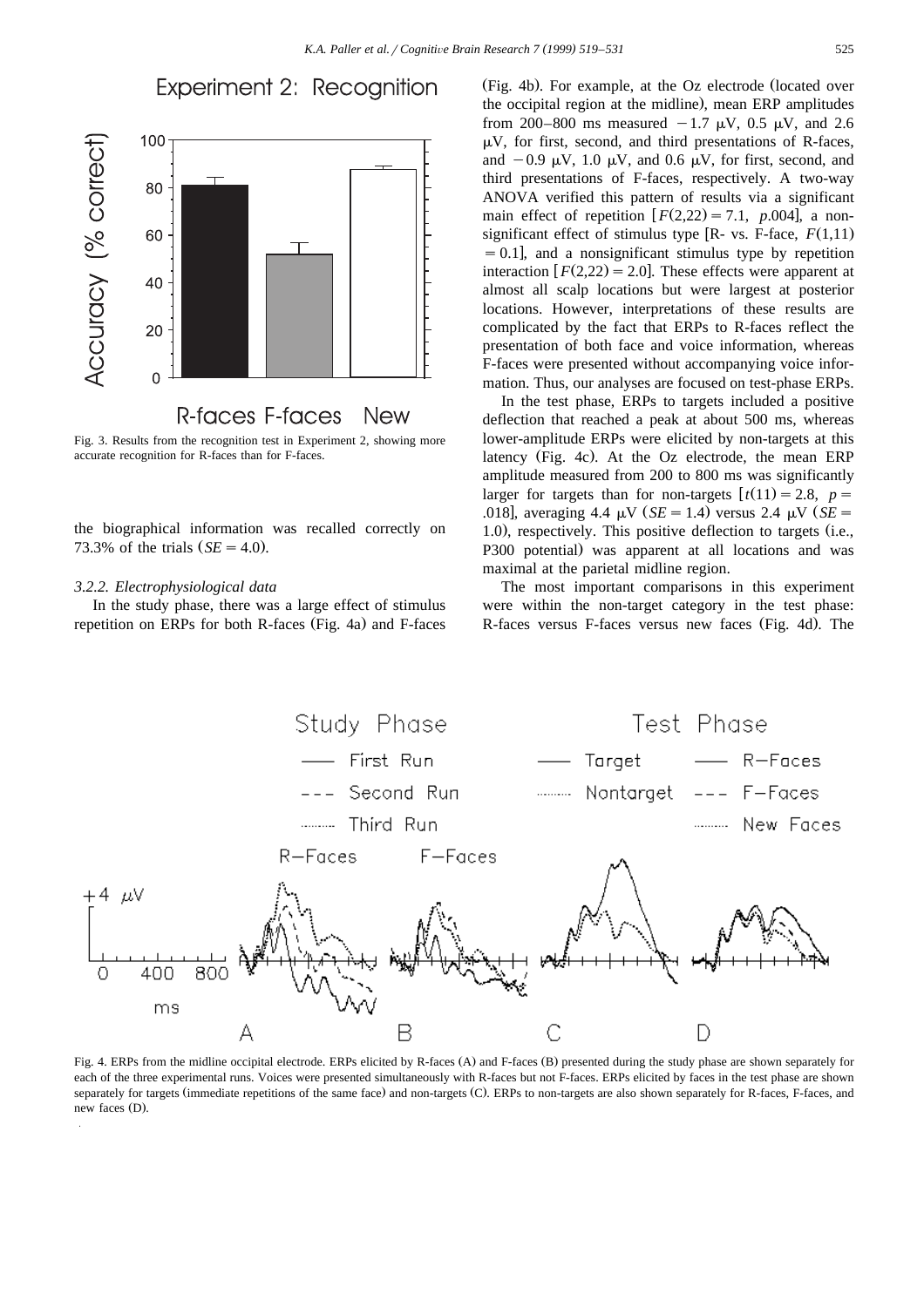Fig. 3. Results from the recognition test in Experiment 2, showing more accurate recognition for R-faces than for F-faces.

the biographical information was recalled correctly on 73.3% of the trials ($SE = 4.0$).

### 3.2.2. Electrophysiological data

In the study phase, there was a large effect of stimulus repetition on ERPs for both R-faces (Fig. 4a) and F-faces (Fig. 4b). For example, at the Oz electrode (located over the occipital region at the midline), mean ERP amplitudes from 200–800 ms measured −1.7 μV, 0.5 μV, and 2.6 μV, for first, second, and third presentations of R-faces, and −0.9 μV, 1.0 μV, and 0.6 μV, for first, second, and third presentations of F-faces, respectively. A two-way ANOVA verified this pattern of results via a significant main effect of repetition [$F(2,22) = 7.1$, $p$.004], a nonsignificant effect of stimulus type [R- vs. F-face, $F(1,11) = 0.1$], and a nonsignificant stimulus type by repetition interaction [$F(2,22) = 2.0$]. These effects were apparent at almost all scalp locations but were largest at posterior locations. However, interpretations of these results are complicated by the fact that ERPs to R-faces reflect the presentation of both face and voice information, whereas F-faces were presented without accompanying voice information. Thus, our analyses are focused on test-phase ERPs.

In the test phase, ERPs to targets included a positive deflection that reached a peak at about 500 ms, whereas lower-amplitude ERPs were elicited by non-targets at this latency (Fig. 4c). At the Oz electrode, the mean ERP amplitude measured from 200 to 800 ms was significantly larger for targets than for non-targets [$t(11) = 2.8$, $p = .018$], averaging 4.4 μV ($SE = 1.4$) versus 2.4 μV ($SE = 1.0$), respectively. This positive deflection to targets (i.e., P300 potential) was apparent at all locations and was maximal at the parietal midline region.

The most important comparisons in this experiment were within the non-target category in the test phase: R-faces versus F-faces versus new faces (Fig. 4d). The

Fig. 4. ERPs from the midline occipital electrode. ERPs elicited by R-faces (A) and F-faces (B) presented during the study phase are shown separately for each of the three experimental runs. Voices were presented simultaneously with R-faces but not F-faces. ERPs elicited by faces in the test phase are shown separately for targets (immediate repetitions of the same face) and non-targets (C). ERPs to non-targets are also shown separately for R-faces, F-faces, and new faces (D).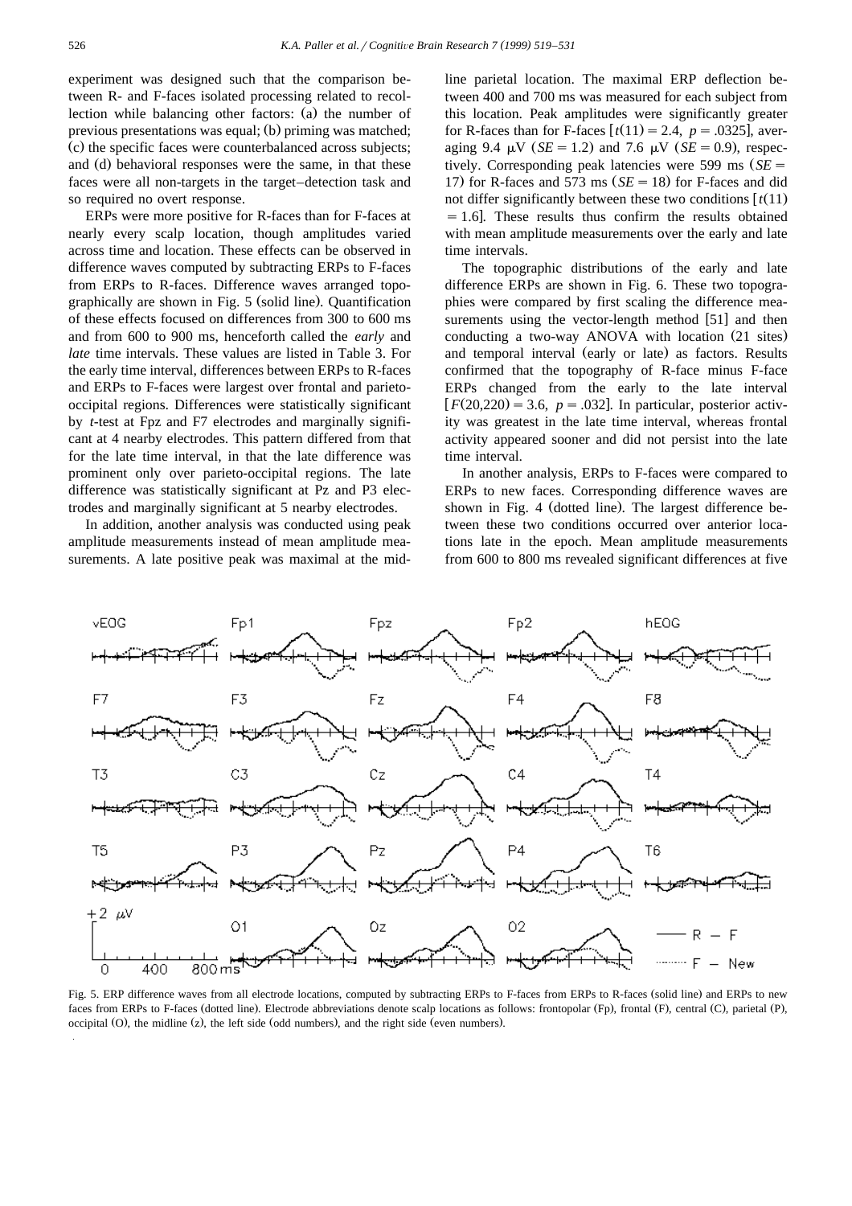experiment was designed such that the comparison between R- and F-faces isolated processing related to recollection while balancing other factors: (a) the number of previous presentations was equal; (b) priming was matched; (c) the specific faces were counterbalanced across subjects; and (d) behavioral responses were the same, in that these faces were all non-targets in the target–detection task and so required no overt response.

ERPs were more positive for R-faces than for F-faces at nearly every scalp location, though amplitudes varied across time and location. These effects can be observed in difference waves computed by subtracting ERPs to F-faces from ERPs to R-faces. Difference waves arranged topographically are shown in Fig. 5 (solid line). Quantification of these effects focused on differences from 300 to 600 ms and from 600 to 900 ms, henceforth called the *early* and *late* time intervals. These values are listed in Table 3. For the early time interval, differences between ERPs to R-faces and ERPs to F-faces were largest over frontal and parieto-occipital regions. Differences were statistically significant by *t*-test at Fpz and F7 electrodes and marginally significant at 4 nearby electrodes. This pattern differed from that for the late time interval, in that the late difference was prominent only over parieto-occipital regions. The late difference was statistically significant at Pz and P3 electrodes and marginally significant at 5 nearby electrodes.

In addition, another analysis was conducted using peak amplitude measurements instead of mean amplitude measurements. A late positive peak was maximal at the midline parietal location. The maximal ERP deflection between 400 and 700 ms was measured for each subject from this location. Peak amplitudes were significantly greater for R-faces than for F-faces [$t(11) = 2.4$, $p = .0325$], averaging 9.4 μV ($SE = 1.2$) and 7.6 μV ($SE = 0.9$), respectively. Corresponding peak latencies were 599 ms ($SE = 17$) for R-faces and 573 ms ($SE = 18$) for F-faces and did not differ significantly between these two conditions [$t(11) = 1.6$]. These results thus confirm the results obtained with mean amplitude measurements over the early and late time intervals.

The topographic distributions of the early and late difference ERPs are shown in Fig. 6. These two topographies were compared by first scaling the difference measurements using the vector-length method [51] and then conducting a two-way ANOVA with location (21 sites) and temporal interval (early or late) as factors. Results confirmed that the topography of R-face minus F-face ERPs changed from the early to the late interval [$F(20,220) = 3.6$, $p = .032$]. In particular, posterior activity was greatest in the late time interval, whereas frontal activity appeared sooner and did not persist into the late time interval.

In another analysis, ERPs to F-faces were compared to ERPs to new faces. Corresponding difference waves are shown in Fig. 4 (dotted line). The largest difference between these two conditions occurred over anterior locations late in the epoch. Mean amplitude measurements from 600 to 800 ms revealed significant differences at five

Fig. 5. ERP difference waves from all electrode locations, computed by subtracting ERPs to F-faces from ERPs to R-faces (solid line) and ERPs to new faces from ERPs to F-faces (dotted line). Electrode abbreviations denote scalp locations as follows: frontopolar (Fp), frontal (F), central (C), parietal (P), occipital (O), the midline (z), the left side (odd numbers), and the right side (even numbers).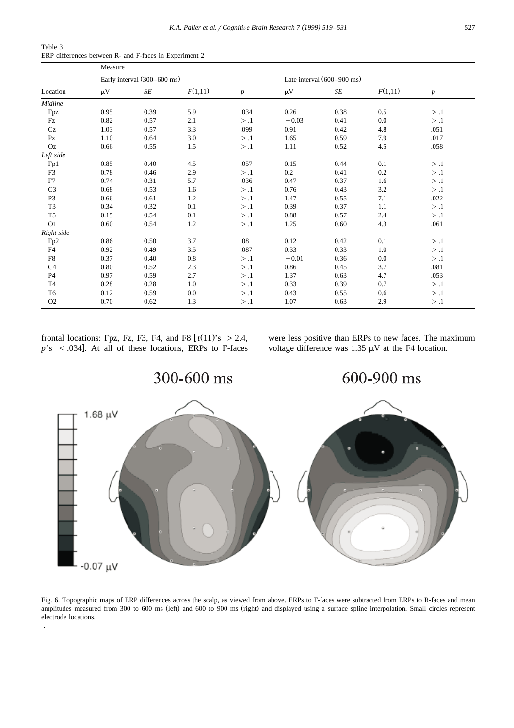Table 3
ERP differences between R- and F-faces in Experiment 2

| Location | Measure | | | | | | | |
|---|---|---|---|---|---|---|---|---|
| | Early interval (300–600 ms) | | | | Late interval (600–900 ms) | | | |
| | μV | *SE* | $F(1,11)$ | *p* | μV | *SE* | $F(1,11)$ | *p* |
| *Midline* | | | | | | | | |
| Fpz | 0.95 | 0.39 | 5.9 | .034 | 0.26 | 0.38 | 0.5 | > .1 |
| Fz | 0.82 | 0.57 | 2.1 | > .1 | −0.03 | 0.41 | 0.0 | > .1 |
| Cz | 1.03 | 0.57 | 3.3 | .099 | 0.91 | 0.42 | 4.8 | .051 |
| Pz | 1.10 | 0.64 | 3.0 | > .1 | 1.65 | 0.59 | 7.9 | .017 |
| Oz | 0.66 | 0.55 | 1.5 | > .1 | 1.11 | 0.52 | 4.5 | .058 |
| *Left side* | | | | | | | | |
| Fp1 | 0.85 | 0.40 | 4.5 | .057 | 0.15 | 0.44 | 0.1 | > .1 |
| F3 | 0.78 | 0.46 | 2.9 | > .1 | 0.2 | 0.41 | 0.2 | > .1 |
| F7 | 0.74 | 0.31 | 5.7 | .036 | 0.47 | 0.37 | 1.6 | > .1 |
| C3 | 0.68 | 0.53 | 1.6 | > .1 | 0.76 | 0.43 | 3.2 | > .1 |
| P3 | 0.66 | 0.61 | 1.2 | > .1 | 1.47 | 0.55 | 7.1 | .022 |
| T3 | 0.34 | 0.32 | 0.1 | > .1 | 0.39 | 0.37 | 1.1 | > .1 |
| T5 | 0.15 | 0.54 | 0.1 | > .1 | 0.88 | 0.57 | 2.4 | > .1 |
| O1 | 0.60 | 0.54 | 1.2 | > .1 | 1.25 | 0.60 | 4.3 | .061 |
| *Right side* | | | | | | | | |
| Fp2 | 0.86 | 0.50 | 3.7 | .08 | 0.12 | 0.42 | 0.1 | > .1 |
| F4 | 0.92 | 0.49 | 3.5 | .087 | 0.33 | 0.33 | 1.0 | > .1 |
| F8 | 0.37 | 0.40 | 0.8 | > .1 | −0.01 | 0.36 | 0.0 | > .1 |
| C4 | 0.80 | 0.52 | 2.3 | > .1 | 0.86 | 0.45 | 3.7 | .081 |
| P4 | 0.97 | 0.59 | 2.7 | > .1 | 1.37 | 0.63 | 4.7 | .053 |
| T4 | 0.28 | 0.28 | 1.0 | > .1 | 0.33 | 0.39 | 0.7 | > .1 |
| T6 | 0.12 | 0.59 | 0.0 | > .1 | 0.43 | 0.55 | 0.6 | > .1 |
| O2 | 0.70 | 0.62 | 1.3 | > .1 | 1.07 | 0.63 | 2.9 | > .1 |

frontal locations: Fpz, Fz, F3, F4, and F8 [$t(11)$'s $> 2.4$, $p$'s $< .034$]. At all of these locations, ERPs to F-faces were less positive than ERPs to new faces. The maximum voltage difference was 1.35 μV at the F4 location.

Fig. 6. Topographic maps of ERP differences across the scalp, as viewed from above. ERPs to F-faces were subtracted from ERPs to R-faces and mean amplitudes measured from 300 to 600 ms (left) and 600 to 900 ms (right) and displayed using a surface spline interpolation. Small circles represent electrode locations.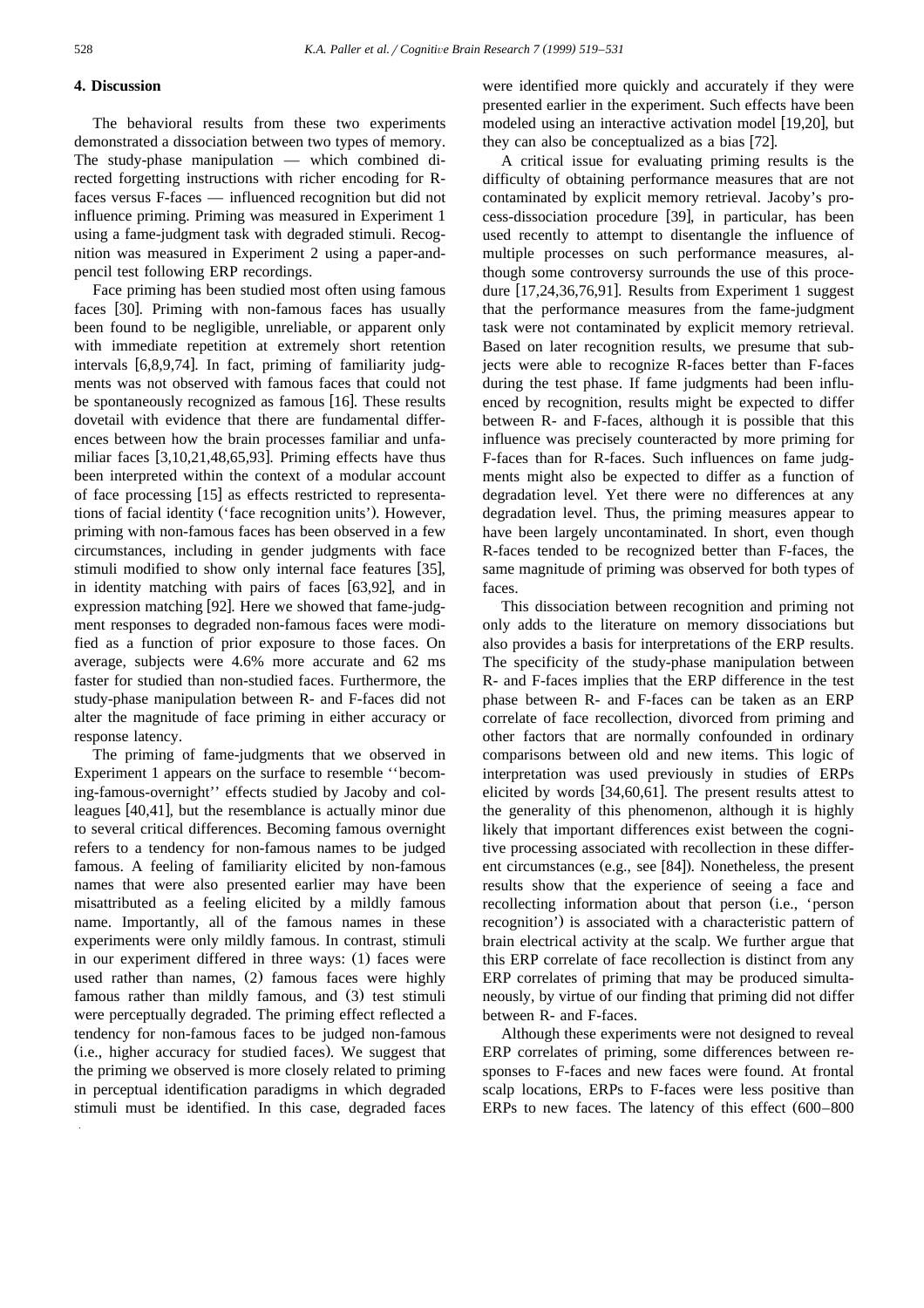## 4. Discussion

The behavioral results from these two experiments demonstrated a dissociation between two types of memory. The study-phase manipulation — which combined directed forgetting instructions with richer encoding for R-faces versus F-faces — influenced recognition but did not influence priming. Priming was measured in Experiment 1 using a fame-judgment task with degraded stimuli. Recognition was measured in Experiment 2 using a paper-and-pencil test following ERP recordings.

Face priming has been studied most often using famous faces [30]. Priming with non-famous faces has usually been found to be negligible, unreliable, or apparent only with immediate repetition at extremely short retention intervals [6,8,9,74]. In fact, priming of familiarity judgments was not observed with famous faces that could not be spontaneously recognized as famous [16]. These results dovetail with evidence that there are fundamental differences between how the brain processes familiar and unfamiliar faces [3,10,21,48,65,93]. Priming effects have thus been interpreted within the context of a modular account of face processing [15] as effects restricted to representations of facial identity ('face recognition units'). However, priming with non-famous faces has been observed in a few circumstances, including in gender judgments with face stimuli modified to show only internal face features [35], in identity matching with pairs of faces [63,92], and in expression matching [92]. Here we showed that fame-judgment responses to degraded non-famous faces were modified as a function of prior exposure to those faces. On average, subjects were 4.6% more accurate and 62 ms faster for studied than non-studied faces. Furthermore, the study-phase manipulation between R- and F-faces did not alter the magnitude of face priming in either accuracy or response latency.

The priming of fame-judgments that we observed in Experiment 1 appears on the surface to resemble ''becoming-famous-overnight'' effects studied by Jacoby and colleagues [40,41], but the resemblance is actually minor due to several critical differences. Becoming famous overnight refers to a tendency for non-famous names to be judged famous. A feeling of familiarity elicited by non-famous names that were also presented earlier may have been misattributed as a feeling elicited by a mildly famous name. Importantly, all of the famous names in these experiments were only mildly famous. In contrast, stimuli in our experiment differed in three ways: (1) faces were used rather than names, (2) famous faces were highly famous rather than mildly famous, and (3) test stimuli were perceptually degraded. The priming effect reflected a tendency for non-famous faces to be judged non-famous (i.e., higher accuracy for studied faces). We suggest that the priming we observed is more closely related to priming in perceptual identification paradigms in which degraded stimuli must be identified. In this case, degraded faces were identified more quickly and accurately if they were presented earlier in the experiment. Such effects have been modeled using an interactive activation model [19,20], but they can also be conceptualized as a bias [72].

A critical issue for evaluating priming results is the difficulty of obtaining performance measures that are not contaminated by explicit memory retrieval. Jacoby's process-dissociation procedure [39], in particular, has been used recently to attempt to disentangle the influence of multiple processes on such performance measures, although some controversy surrounds the use of this procedure [17,24,36,76,91]. Results from Experiment 1 suggest that the performance measures from the fame-judgment task were not contaminated by explicit memory retrieval. Based on later recognition results, we presume that subjects were able to recognize R-faces better than F-faces during the test phase. If fame judgments had been influenced by recognition, results might be expected to differ between R- and F-faces, although it is possible that this influence was precisely counteracted by more priming for F-faces than for R-faces. Such influences on fame judgments might also be expected to differ as a function of degradation level. Yet there were no differences at any degradation level. Thus, the priming measures appear to have been largely uncontaminated. In short, even though R-faces tended to be recognized better than F-faces, the same magnitude of priming was observed for both types of faces.

This dissociation between recognition and priming not only adds to the literature on memory dissociations but also provides a basis for interpretations of the ERP results. The specificity of the study-phase manipulation between R- and F-faces implies that the ERP difference in the test phase between R- and F-faces can be taken as an ERP correlate of face recollection, divorced from priming and other factors that are normally confounded in ordinary comparisons between old and new items. This logic of interpretation was used previously in studies of ERPs elicited by words [34,60,61]. The present results attest to the generality of this phenomenon, although it is highly likely that important differences exist between the cognitive processing associated with recollection in these different circumstances (e.g., see [84]). Nonetheless, the present results show that the experience of seeing a face and recollecting information about that person (i.e., 'person recognition') is associated with a characteristic pattern of brain electrical activity at the scalp. We further argue that this ERP correlate of face recollection is distinct from any ERP correlates of priming that may be produced simultaneously, by virtue of our finding that priming did not differ between R- and F-faces.

Although these experiments were not designed to reveal ERP correlates of priming, some differences between responses to F-faces and new faces were found. At frontal scalp locations, ERPs to F-faces were less positive than ERPs to new faces. The latency of this effect (600–800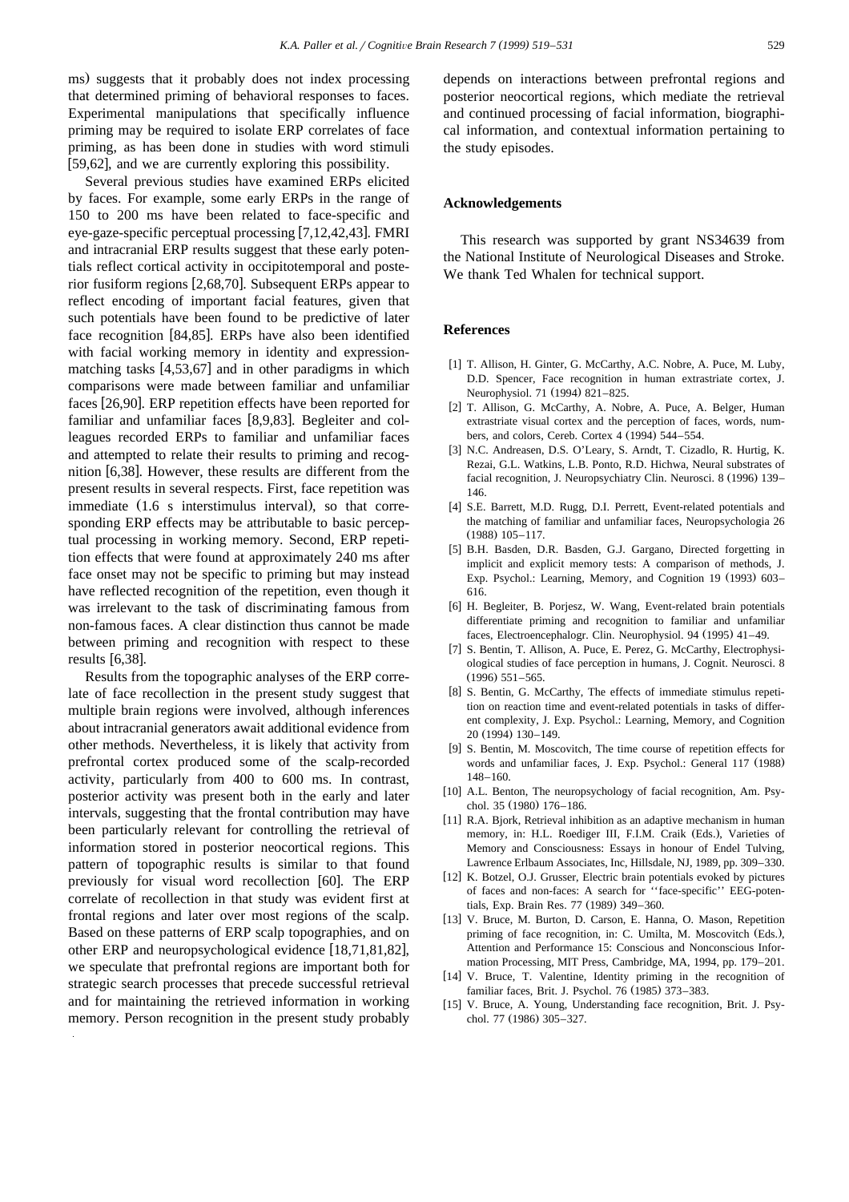ms) suggests that it probably does not index processing that determined priming of behavioral responses to faces. Experimental manipulations that specifically influence priming may be required to isolate ERP correlates of face priming, as has been done in studies with word stimuli [59,62], and we are currently exploring this possibility.

Several previous studies have examined ERPs elicited by faces. For example, some early ERPs in the range of 150 to 200 ms have been related to face-specific and eye-gaze-specific perceptual processing [7,12,42,43]. FMRI and intracranial ERP results suggest that these early potentials reflect cortical activity in occipitotemporal and posterior fusiform regions [2,68,70]. Subsequent ERPs appear to reflect encoding of important facial features, given that such potentials have been found to be predictive of later face recognition [84,85]. ERPs have also been identified with facial working memory in identity and expression-matching tasks [4,53,67] and in other paradigms in which comparisons were made between familiar and unfamiliar faces [26,90]. ERP repetition effects have been reported for familiar and unfamiliar faces [8,9,83]. Begleiter and colleagues recorded ERPs to familiar and unfamiliar faces and attempted to relate their results to priming and recognition [6,38]. However, these results are different from the present results in several respects. First, face repetition was immediate (1.6 s interstimulus interval), so that corresponding ERP effects may be attributable to basic perceptual processing in working memory. Second, ERP repetition effects that were found at approximately 240 ms after face onset may not be specific to priming but may instead have reflected recognition of the repetition, even though it was irrelevant to the task of discriminating famous from non-famous faces. A clear distinction thus cannot be made between priming and recognition with respect to these results [6,38].

Results from the topographic analyses of the ERP correlate of face recollection in the present study suggest that multiple brain regions were involved, although inferences about intracranial generators await additional evidence from other methods. Nevertheless, it is likely that activity from prefrontal cortex produced some of the scalp-recorded activity, particularly from 400 to 600 ms. In contrast, posterior activity was present both in the early and later intervals, suggesting that the frontal contribution may have been particularly relevant for controlling the retrieval of information stored in posterior neocortical regions. This pattern of topographic results is similar to that found previously for visual word recollection [60]. The ERP correlate of recollection in that study was evident first at frontal regions and later over most regions of the scalp. Based on these patterns of ERP scalp topographies, and on other ERP and neuropsychological evidence [18,71,81,82], we speculate that prefrontal regions are important both for strategic search processes that precede successful retrieval and for maintaining the retrieved information in working memory. Person recognition in the present study probably depends on interactions between prefrontal regions and posterior neocortical regions, which mediate the retrieval and continued processing of facial information, biographical information, and contextual information pertaining to the study episodes.

## Acknowledgements

This research was supported by grant NS34639 from the National Institute of Neurological Diseases and Stroke. We thank Ted Whalen for technical support.

## References

[1] T. Allison, H. Ginter, G. McCarthy, A.C. Nobre, A. Puce, M. Luby, D.D. Spencer, Face recognition in human extrastriate cortex, J. Neurophysiol. 71 (1994) 821–825.

[2] T. Allison, G. McCarthy, A. Nobre, A. Puce, A. Belger, Human extrastriate visual cortex and the perception of faces, words, numbers, and colors, Cereb. Cortex 4 (1994) 544–554.

[3] N.C. Andreasen, D.S. O'Leary, S. Arndt, T. Cizadlo, R. Hurtig, K. Rezai, G.L. Watkins, L.B. Ponto, R.D. Hichwa, Neural substrates of facial recognition, J. Neuropsychiatry Clin. Neurosci. 8 (1996) 139–146.

[4] S.E. Barrett, M.D. Rugg, D.I. Perrett, Event-related potentials and the matching of familiar and unfamiliar faces, Neuropsychologia 26 (1988) 105–117.

[5] B.H. Basden, D.R. Basden, G.J. Gargano, Directed forgetting in implicit and explicit memory tests: A comparison of methods, J. Exp. Psychol.: Learning, Memory, and Cognition 19 (1993) 603–616.

[6] H. Begleiter, B. Porjesz, W. Wang, Event-related brain potentials differentiate priming and recognition to familiar and unfamiliar faces, Electroencephalogr. Clin. Neurophysiol. 94 (1995) 41–49.

[7] S. Bentin, T. Allison, A. Puce, E. Perez, G. McCarthy, Electrophysiological studies of face perception in humans, J. Cognit. Neurosci. 8 (1996) 551–565.

[8] S. Bentin, G. McCarthy, The effects of immediate stimulus repetition on reaction time and event-related potentials in tasks of different complexity, J. Exp. Psychol.: Learning, Memory, and Cognition 20 (1994) 130–149.

[9] S. Bentin, M. Moscovitch, The time course of repetition effects for words and unfamiliar faces, J. Exp. Psychol.: General 117 (1988) 148–160.

[10] A.L. Benton, The neuropsychology of facial recognition, Am. Psychol. 35 (1980) 176–186.

[11] R.A. Bjork, Retrieval inhibition as an adaptive mechanism in human memory, in: H.L. Roediger III, F.I.M. Craik (Eds.), Varieties of Memory and Consciousness: Essays in honour of Endel Tulving, Lawrence Erlbaum Associates, Inc, Hillsdale, NJ, 1989, pp. 309–330.

[12] K. Botzel, O.J. Grusser, Electric brain potentials evoked by pictures of faces and non-faces: A search for ''face-specific'' EEG-potentials, Exp. Brain Res. 77 (1989) 349–360.

[13] V. Bruce, M. Burton, D. Carson, E. Hanna, O. Mason, Repetition priming of face recognition, in: C. Umilta, M. Moscovitch (Eds.), Attention and Performance 15: Conscious and Nonconscious Information Processing, MIT Press, Cambridge, MA, 1994, pp. 179–201.

[14] V. Bruce, T. Valentine, Identity priming in the recognition of familiar faces, Brit. J. Psychol. 76 (1985) 373–383.

[15] V. Bruce, A. Young, Understanding face recognition, Brit. J. Psychol. 77 (1986) 305–327.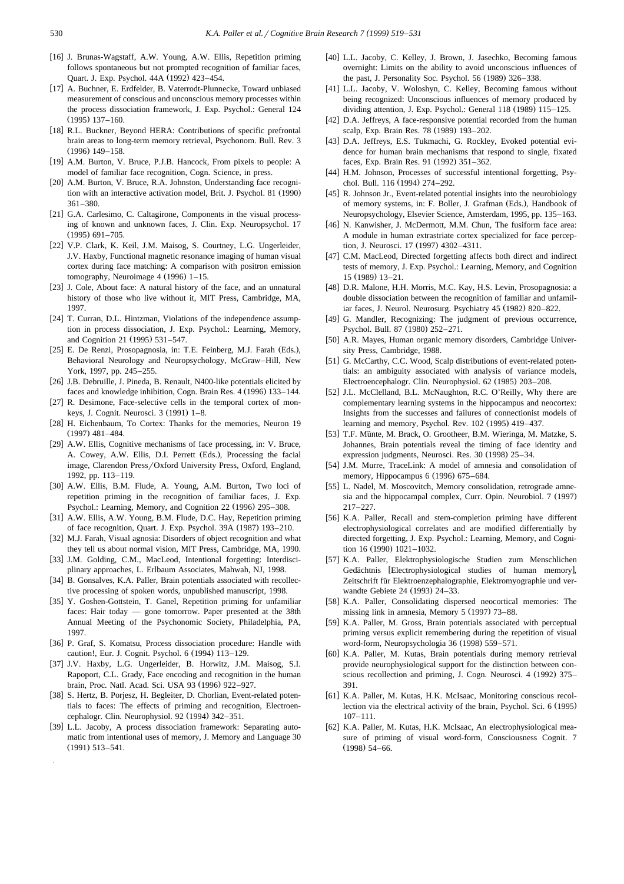[16] J. Brunas-Wagstaff, A.W. Young, A.W. Ellis, Repetition priming follows spontaneous but not prompted recognition of familiar faces, Quart. J. Exp. Psychol. 44A (1992) 423–454.

[17] A. Buchner, E. Erdfelder, B. Vaterrodt-Plunnecke, Toward unbiased measurement of conscious and unconscious memory processes within the process dissociation framework, J. Exp. Psychol.: General 124 (1995) 137–160.

[18] R.L. Buckner, Beyond HERA: Contributions of specific prefrontal brain areas to long-term memory retrieval, Psychonom. Bull. Rev. 3 (1996) 149–158.

[19] A.M. Burton, V. Bruce, P.J.B. Hancock, From pixels to people: A model of familiar face recognition, Cogn. Science, in press.

[20] A.M. Burton, V. Bruce, R.A. Johnston, Understanding face recognition with an interactive activation model, Brit. J. Psychol. 81 (1990) 361–380.

[21] G.A. Carlesimo, C. Caltagirone, Components in the visual processing of known and unknown faces, J. Clin. Exp. Neuropsychol. 17 (1995) 691–705.

[22] V.P. Clark, K. Keil, J.M. Maisog, S. Courtney, L.G. Ungerleider, J.V. Haxby, Functional magnetic resonance imaging of human visual cortex during face matching: A comparison with positron emission tomography, Neuroimage 4 (1996) 1–15.

[23] J. Cole, About face: A natural history of the face, and an unnatural history of those who live without it, MIT Press, Cambridge, MA, 1997.

[24] T. Curran, D.L. Hintzman, Violations of the independence assumption in process dissociation, J. Exp. Psychol.: Learning, Memory, and Cognition 21 (1995) 531–547.

[25] E. De Renzi, Prosopagnosia, in: T.E. Feinberg, M.J. Farah (Eds.), Behavioral Neurology and Neuropsychology, McGraw–Hill, New York, 1997, pp. 245–255.

[26] J.B. Debruille, J. Pineda, B. Renault, N400-like potentials elicited by faces and knowledge inhibition, Cogn. Brain Res. 4 (1996) 133–144.

[27] R. Desimone, Face-selective cells in the temporal cortex of monkeys, J. Cognit. Neurosci. 3 (1991) 1–8.

[28] H. Eichenbaum, To Cortex: Thanks for the memories, Neuron 19 (1997) 481–484.

[29] A.W. Ellis, Cognitive mechanisms of face processing, in: V. Bruce, A. Cowey, A.W. Ellis, D.I. Perrett (Eds.), Processing the facial image, Clarendon Press/Oxford University Press, Oxford, England, 1992, pp. 113–119.

[30] A.W. Ellis, B.M. Flude, A. Young, A.M. Burton, Two loci of repetition priming in the recognition of familiar faces, J. Exp. Psychol.: Learning, Memory, and Cognition 22 (1996) 295–308.

[31] A.W. Ellis, A.W. Young, B.M. Flude, D.C. Hay, Repetition priming of face recognition, Quart. J. Exp. Psychol. 39A (1987) 193–210.

[32] M.J. Farah, Visual agnosia: Disorders of object recognition and what they tell us about normal vision, MIT Press, Cambridge, MA, 1990.

[33] J.M. Golding, C.M., MacLeod, Intentional forgetting: Interdisciplinary approaches, L. Erlbaum Associates, Mahwah, NJ, 1998.

[34] B. Gonsalves, K.A. Paller, Brain potentials associated with recollective processing of spoken words, unpublished manuscript, 1998.

[35] Y. Goshen-Gottstein, T. Ganel, Repetition priming for unfamiliar faces: Hair today — gone tomorrow. Paper presented at the 38th Annual Meeting of the Psychonomic Society, Philadelphia, PA, 1997.

[36] P. Graf, S. Komatsu, Process dissociation procedure: Handle with caution!, Eur. J. Cognit. Psychol. 6 (1994) 113–129.

[37] J.V. Haxby, L.G. Ungerleider, B. Horwitz, J.M. Maisog, S.I. Rapoport, C.L. Grady, Face encoding and recognition in the human brain, Proc. Natl. Acad. Sci. USA 93 (1996) 922–927.

[38] S. Hertz, B. Porjesz, H. Begleiter, D. Chorlian, Event-related potentials to faces: The effects of priming and recognition, Electroencephalogr. Clin. Neurophysiol. 92 (1994) 342–351.

[39] L.L. Jacoby, A process dissociation framework: Separating automatic from intentional uses of memory, J. Memory and Language 30 (1991) 513–541.

[40] L.L. Jacoby, C. Kelley, J. Brown, J. Jasechko, Becoming famous overnight: Limits on the ability to avoid unconscious influences of the past, J. Personality Soc. Psychol. 56 (1989) 326–338.

[41] L.L. Jacoby, V. Woloshyn, C. Kelley, Becoming famous without being recognized: Unconscious influences of memory produced by dividing attention, J. Exp. Psychol.: General 118 (1989) 115–125.

[42] D.A. Jeffreys, A face-responsive potential recorded from the human scalp, Exp. Brain Res. 78 (1989) 193–202.

[43] D.A. Jeffreys, E.S. Tukmachi, G. Rockley, Evoked potential evidence for human brain mechanisms that respond to single, fixated faces, Exp. Brain Res. 91 (1992) 351–362.

[44] H.M. Johnson, Processes of successful intentional forgetting, Psychol. Bull. 116 (1994) 274–292.

[45] R. Johnson Jr., Event-related potential insights into the neurobiology of memory systems, in: F. Boller, J. Grafman (Eds.), Handbook of Neuropsychology, Elsevier Science, Amsterdam, 1995, pp. 135–163.

[46] N. Kanwisher, J. McDermott, M.M. Chun, The fusiform face area: A module in human extrastriate cortex specialized for face perception, J. Neurosci. 17 (1997) 4302–4311.

[47] C.M. MacLeod, Directed forgetting affects both direct and indirect tests of memory, J. Exp. Psychol.: Learning, Memory, and Cognition 15 (1989) 13–21.

[48] D.R. Malone, H.H. Morris, M.C. Kay, H.S. Levin, Prosopagnosia: a double dissociation between the recognition of familiar and unfamiliar faces, J. Neurol. Neurosurg. Psychiatry 45 (1982) 820–822.

[49] G. Mandler, Recognizing: The judgment of previous occurrence, Psychol. Bull. 87 (1980) 252–271.

[50] A.R. Mayes, Human organic memory disorders, Cambridge University Press, Cambridge, 1988.

[51] G. McCarthy, C.C. Wood, Scalp distributions of event-related potentials: an ambiguity associated with analysis of variance models, Electroencephalogr. Clin. Neurophysiol. 62 (1985) 203–208.

[52] J.L. McClelland, B.L. McNaughton, R.C. O'Reilly, Why there are complementary learning systems in the hippocampus and neocortex: Insights from the successes and failures of connectionist models of learning and memory, Psychol. Rev. 102 (1995) 419–437.

[53] T.F. Münte, M. Brack, O. Grootheer, B.M. Wieringa, M. Matzke, S. Johannes, Brain potentials reveal the timing of face identity and expression judgments, Neurosci. Res. 30 (1998) 25–34.

[54] J.M. Murre, TraceLink: A model of amnesia and consolidation of memory, Hippocampus 6 (1996) 675–684.

[55] L. Nadel, M. Moscovitch, Memory consolidation, retrograde amnesia and the hippocampal complex, Curr. Opin. Neurobiol. 7 (1997) 217–227.

[56] K.A. Paller, Recall and stem-completion priming have different electrophysiological correlates and are modified differentially by directed forgetting, J. Exp. Psychol.: Learning, Memory, and Cognition 16 (1990) 1021–1032.

[57] K.A. Paller, Elektrophysiologische Studien zum Menschlichen Gedächtnis [Electrophysiological studies of human memory], Zeitschrift für Elektroenzephalographie, Elektromyographie und verwandte Gebiete 24 (1993) 24–33.

[58] K.A. Paller, Consolidating dispersed neocortical memories: The missing link in amnesia, Memory 5 (1997) 73–88.

[59] K.A. Paller, M. Gross, Brain potentials associated with perceptual priming versus explicit remembering during the repetition of visual word-form, Neuropsychologia 36 (1998) 559–571.

[60] K.A. Paller, M. Kutas, Brain potentials during memory retrieval provide neurophysiological support for the distinction between conscious recollection and priming, J. Cogn. Neurosci. 4 (1992) 375–391.

[61] K.A. Paller, M. Kutas, H.K. McIsaac, Monitoring conscious recollection via the electrical activity of the brain, Psychol. Sci. 6 (1995) 107–111.

[62] K.A. Paller, M. Kutas, H.K. McIsaac, An electrophysiological measure of priming of visual word-form, Consciousness Cognit. 7 (1998) 54–66.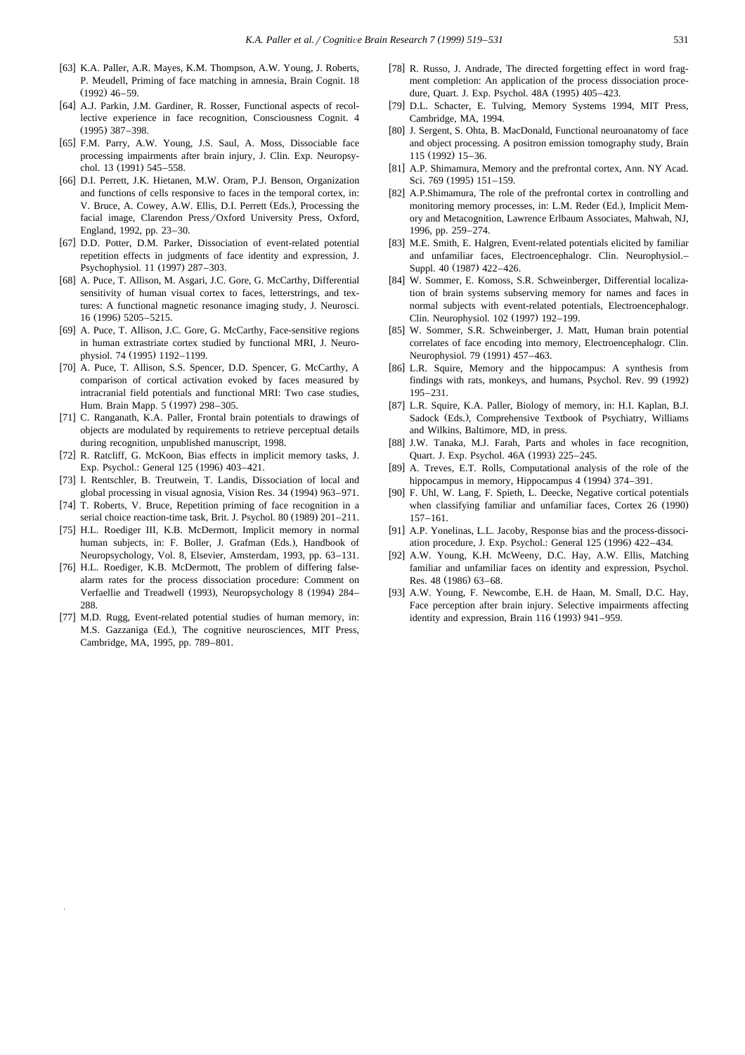[63] K.A. Paller, A.R. Mayes, K.M. Thompson, A.W. Young, J. Roberts, P. Meudell, Priming of face matching in amnesia, Brain Cognit. 18 (1992) 46–59.

[64] A.J. Parkin, J.M. Gardiner, R. Rosser, Functional aspects of recollective experience in face recognition, Consciousness Cognit. 4 (1995) 387–398.

[65] F.M. Parry, A.W. Young, J.S. Saul, A. Moss, Dissociable face processing impairments after brain injury, J. Clin. Exp. Neuropsychol. 13 (1991) 545–558.

[66] D.I. Perrett, J.K. Hietanen, M.W. Oram, P.J. Benson, Organization and functions of cells responsive to faces in the temporal cortex, in: V. Bruce, A. Cowey, A.W. Ellis, D.I. Perrett (Eds.), Processing the facial image, Clarendon Press/Oxford University Press, Oxford, England, 1992, pp. 23–30.

[67] D.D. Potter, D.M. Parker, Dissociation of event-related potential repetition effects in judgments of face identity and expression, J. Psychophysiol. 11 (1997) 287–303.

[68] A. Puce, T. Allison, M. Asgari, J.C. Gore, G. McCarthy, Differential sensitivity of human visual cortex to faces, letterstrings, and textures: A functional magnetic resonance imaging study, J. Neurosci. 16 (1996) 5205–5215.

[69] A. Puce, T. Allison, J.C. Gore, G. McCarthy, Face-sensitive regions in human extrastriate cortex studied by functional MRI, J. Neurophysiol. 74 (1995) 1192–1199.

[70] A. Puce, T. Allison, S.S. Spencer, D.D. Spencer, G. McCarthy, A comparison of cortical activation evoked by faces measured by intracranial field potentials and functional MRI: Two case studies, Hum. Brain Mapp. 5 (1997) 298–305.

[71] C. Ranganath, K.A. Paller, Frontal brain potentials to drawings of objects are modulated by requirements to retrieve perceptual details during recognition, unpublished manuscript, 1998.

[72] R. Ratcliff, G. McKoon, Bias effects in implicit memory tasks, J. Exp. Psychol.: General 125 (1996) 403–421.

[73] I. Rentschler, B. Treutwein, T. Landis, Dissociation of local and global processing in visual agnosia, Vision Res. 34 (1994) 963–971.

[74] T. Roberts, V. Bruce, Repetition priming of face recognition in a serial choice reaction-time task, Brit. J. Psychol. 80 (1989) 201–211.

[75] H.L. Roediger III, K.B. McDermott, Implicit memory in normal human subjects, in: F. Boller, J. Grafman (Eds.), Handbook of Neuropsychology, Vol. 8, Elsevier, Amsterdam, 1993, pp. 63–131.

[76] H.L. Roediger, K.B. McDermott, The problem of differing false-alarm rates for the process dissociation procedure: Comment on Verfaellie and Treadwell (1993), Neuropsychology 8 (1994) 284–288.

[77] M.D. Rugg, Event-related potential studies of human memory, in: M.S. Gazzaniga (Ed.), The cognitive neurosciences, MIT Press, Cambridge, MA, 1995, pp. 789–801.

[78] R. Russo, J. Andrade, The directed forgetting effect in word fragment completion: An application of the process dissociation procedure, Quart. J. Exp. Psychol. 48A (1995) 405–423.

[79] D.L. Schacter, E. Tulving, Memory Systems 1994, MIT Press, Cambridge, MA, 1994.

[80] J. Sergent, S. Ohta, B. MacDonald, Functional neuroanatomy of face and object processing. A positron emission tomography study, Brain 115 (1992) 15–36.

[81] A.P. Shimamura, Memory and the prefrontal cortex, Ann. NY Acad. Sci. 769 (1995) 151–159.

[82] A.P.Shimamura, The role of the prefrontal cortex in controlling and monitoring memory processes, in: L.M. Reder (Ed.), Implicit Memory and Metacognition, Lawrence Erlbaum Associates, Mahwah, NJ, 1996, pp. 259–274.

[83] M.E. Smith, E. Halgren, Event-related potentials elicited by familiar and unfamiliar faces, Electroencephalogr. Clin. Neurophysiol.–Suppl. 40 (1987) 422–426.

[84] W. Sommer, E. Komoss, S.R. Schweinberger, Differential localization of brain systems subserving memory for names and faces in normal subjects with event-related potentials, Electroencephalogr. Clin. Neurophysiol. 102 (1997) 192–199.

[85] W. Sommer, S.R. Schweinberger, J. Matt, Human brain potential correlates of face encoding into memory, Electroencephalogr. Clin. Neurophysiol. 79 (1991) 457–463.

[86] L.R. Squire, Memory and the hippocampus: A synthesis from findings with rats, monkeys, and humans, Psychol. Rev. 99 (1992) 195–231.

[87] L.R. Squire, K.A. Paller, Biology of memory, in: H.I. Kaplan, B.J. Sadock (Eds.), Comprehensive Textbook of Psychiatry, Williams and Wilkins, Baltimore, MD, in press.

[88] J.W. Tanaka, M.J. Farah, Parts and wholes in face recognition, Quart. J. Exp. Psychol. 46A (1993) 225–245.

[89] A. Treves, E.T. Rolls, Computational analysis of the role of the hippocampus in memory, Hippocampus 4 (1994) 374–391.

[90] F. Uhl, W. Lang, F. Spieth, L. Deecke, Negative cortical potentials when classifying familiar and unfamiliar faces, Cortex 26 (1990) 157–161.

[91] A.P. Yonelinas, L.L. Jacoby, Response bias and the process-dissociation procedure, J. Exp. Psychol.: General 125 (1996) 422–434.

[92] A.W. Young, K.H. McWeeny, D.C. Hay, A.W. Ellis, Matching familiar and unfamiliar faces on identity and expression, Psychol. Res. 48 (1986) 63–68.

[93] A.W. Young, F. Newcombe, E.H. de Haan, M. Small, D.C. Hay, Face perception after brain injury. Selective impairments affecting identity and expression, Brain 116 (1993) 941–959.